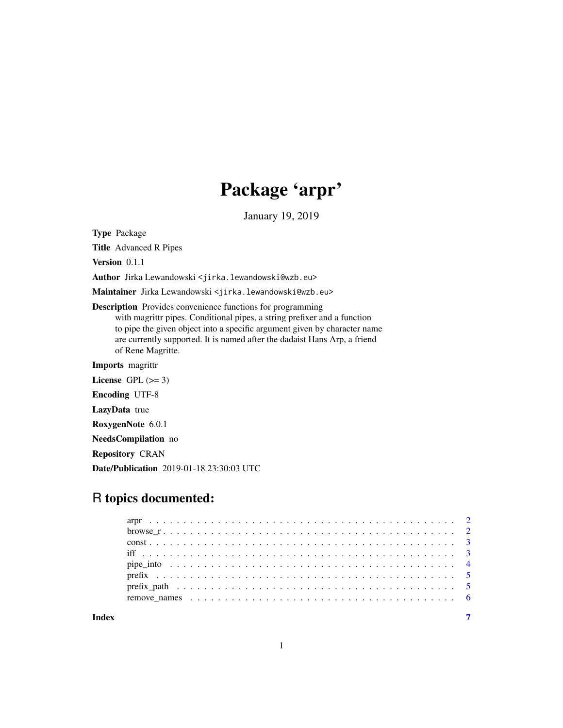# Package 'arpr'

January 19, 2019

**Type** Package

**Title** Advanced R Pipes

**Version** 0.1.1

**Author** Jirka Lewandowski <jirka.lewandowski@wzb.eu>

**Maintainer** Jirka Lewandowski <jirka.lewandowski@wzb.eu>

**Description** Provides convenience functions for programming with magrittr pipes. Conditional pipes, a string prefixer and a function to pipe the given object into a specific argument given by character name are currently supported. It is named after the dadaist Hans Arp, a friend of Rene Magritte.

**Imports** magrittr

**License** GPL (>= 3)

**Encoding** UTF-8

**LazyData** true

**RoxygenNote** 6.0.1

**NeedsCompilation** no

**Repository** CRAN

**Date/Publication** 2019-01-18 23:30:03 UTC

## R topics documented:

- arpr . . . . . . . . . . . . . . . . . . . . . . . . . . . . . . . . . . . . . . . . . . . 2
- browse_r . . . . . . . . . . . . . . . . . . . . . . . . . . . . . . . . . . . . . . . . . 2
- const . . . . . . . . . . . . . . . . . . . . . . . . . . . . . . . . . . . . . . . . . . . 3
- iff . . . . . . . . . . . . . . . . . . . . . . . . . . . . . . . . . . . . . . . . . . . . 3
- pipe_into . . . . . . . . . . . . . . . . . . . . . . . . . . . . . . . . . . . . . . . . . 4
- prefix . . . . . . . . . . . . . . . . . . . . . . . . . . . . . . . . . . . . . . . . . . . 5
- prefix_path . . . . . . . . . . . . . . . . . . . . . . . . . . . . . . . . . . . . . . . . 5
- remove_names . . . . . . . . . . . . . . . . . . . . . . . . . . . . . . . . . . . . . . . 6

**Index** 7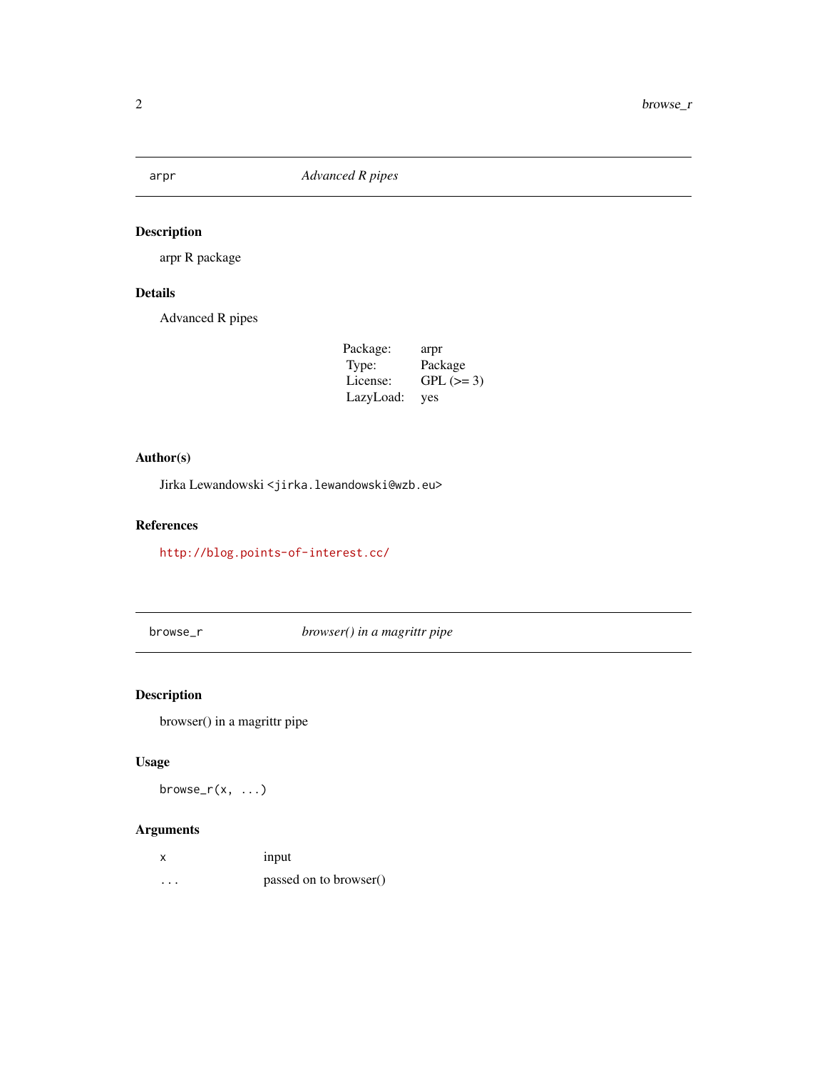## arpr — *Advanced R pipes*

### Description

arpr R package

### Details

Advanced R pipes

| | |
|---|---|
| Package: | arpr |
| Type: | Package |
| License: | GPL (>= 3) |
| LazyLoad: | yes |

### Author(s)

Jirka Lewandowski <`jirka.lewandowski@wzb.eu`>

### References

http://blog.points-of-interest.cc/

## browse_r — *browser() in a magrittr pipe*

### Description

browser() in a magrittr pipe

### Usage

```
browse_r(x, ...)
```

### Arguments

| | |
|---|---|
| `x` | input |
| `...` | passed on to browser() |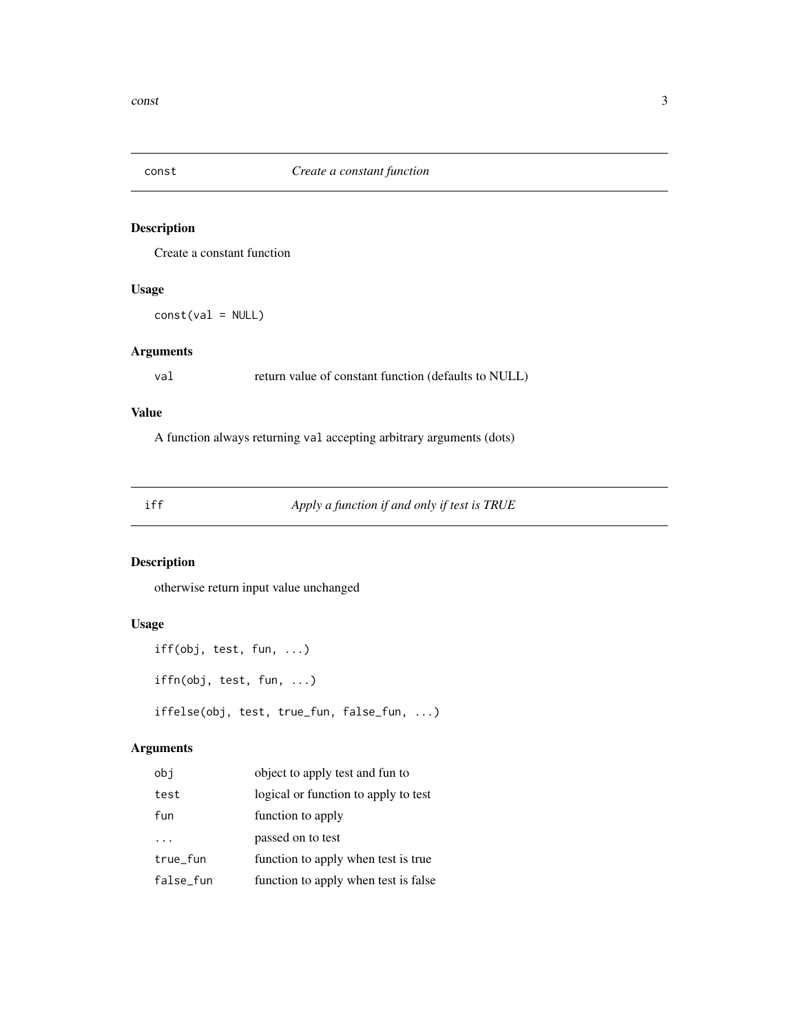## `const` — *Create a constant function*

### Description

Create a constant function

### Usage

```
const(val = NULL)
```

### Arguments

| | |
|---|---|
| `val` | return value of constant function (defaults to NULL) |

### Value

A function always returning `val` accepting arbitrary arguments (dots)

## `iff` — *Apply a function if and only if test is TRUE*

### Description

otherwise return input value unchanged

### Usage

```
iff(obj, test, fun, ...)

iffn(obj, test, fun, ...)

iffelse(obj, test, true_fun, false_fun, ...)
```

### Arguments

| | |
|---|---|
| `obj` | object to apply test and fun to |
| `test` | logical or function to apply to test |
| `fun` | function to apply |
| `...` | passed on to test |
| `true_fun` | function to apply when test is true |
| `false_fun` | function to apply when test is false |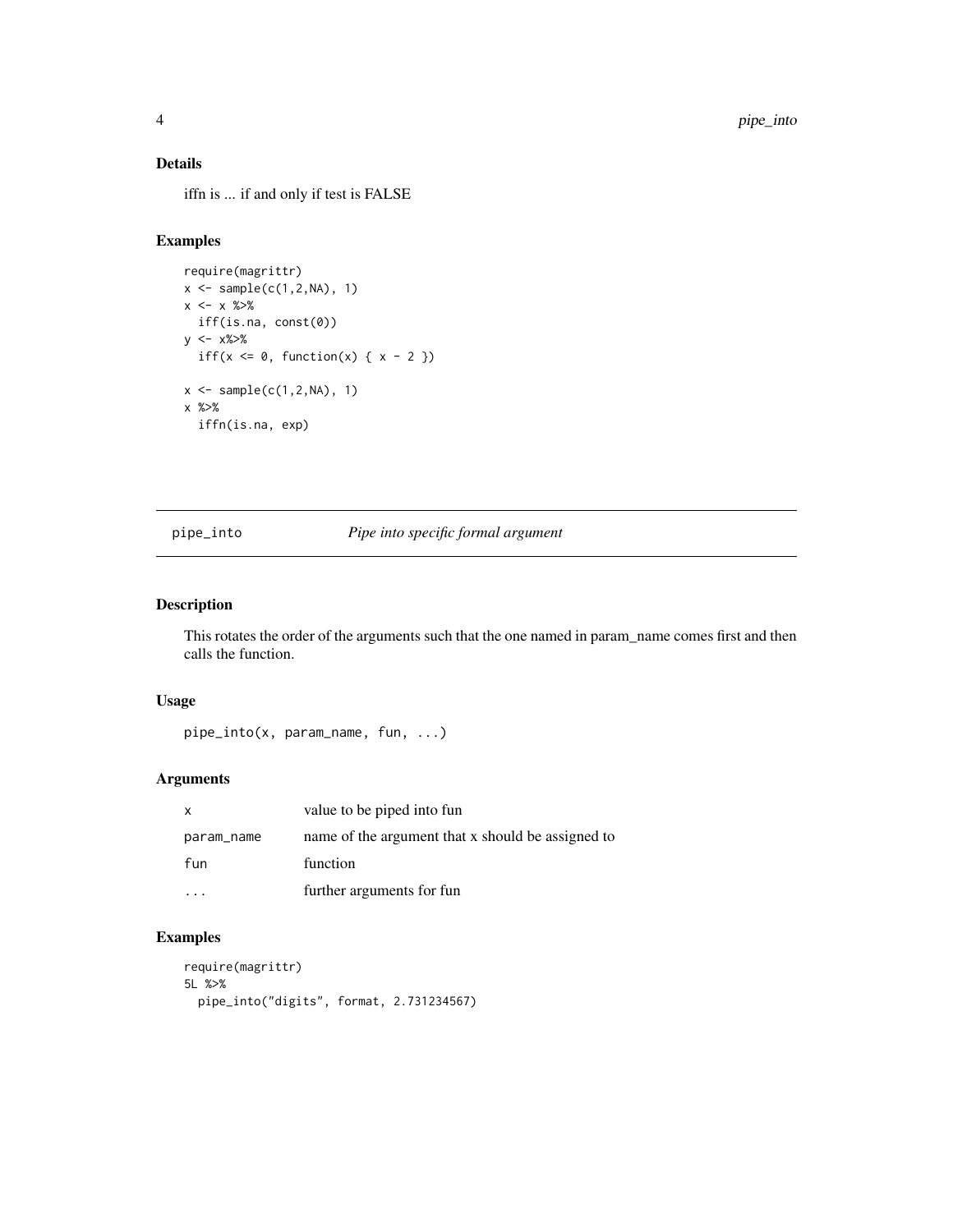### Details

iffn is ... if and only if test is FALSE

### Examples

```
require(magrittr)
x <- sample(c(1,2,NA), 1)
x <- x %>%
  iff(is.na, const(0))
y <- x%>%
  iff(x <= 0, function(x) { x - 2 })

x <- sample(c(1,2,NA), 1)
x %>%
  iffn(is.na, exp)
```

---

## pipe_into — *Pipe into specific formal argument*

### Description

This rotates the order of the arguments such that the one named in param_name comes first and then calls the function.

### Usage

```
pipe_into(x, param_name, fun, ...)
```

### Arguments

| | |
|---|---|
| x | value to be piped into fun |
| param_name | name of the argument that x should be assigned to |
| fun | function |
| ... | further arguments for fun |

### Examples

```
require(magrittr)
5L %>%
  pipe_into("digits", format, 2.731234567)
```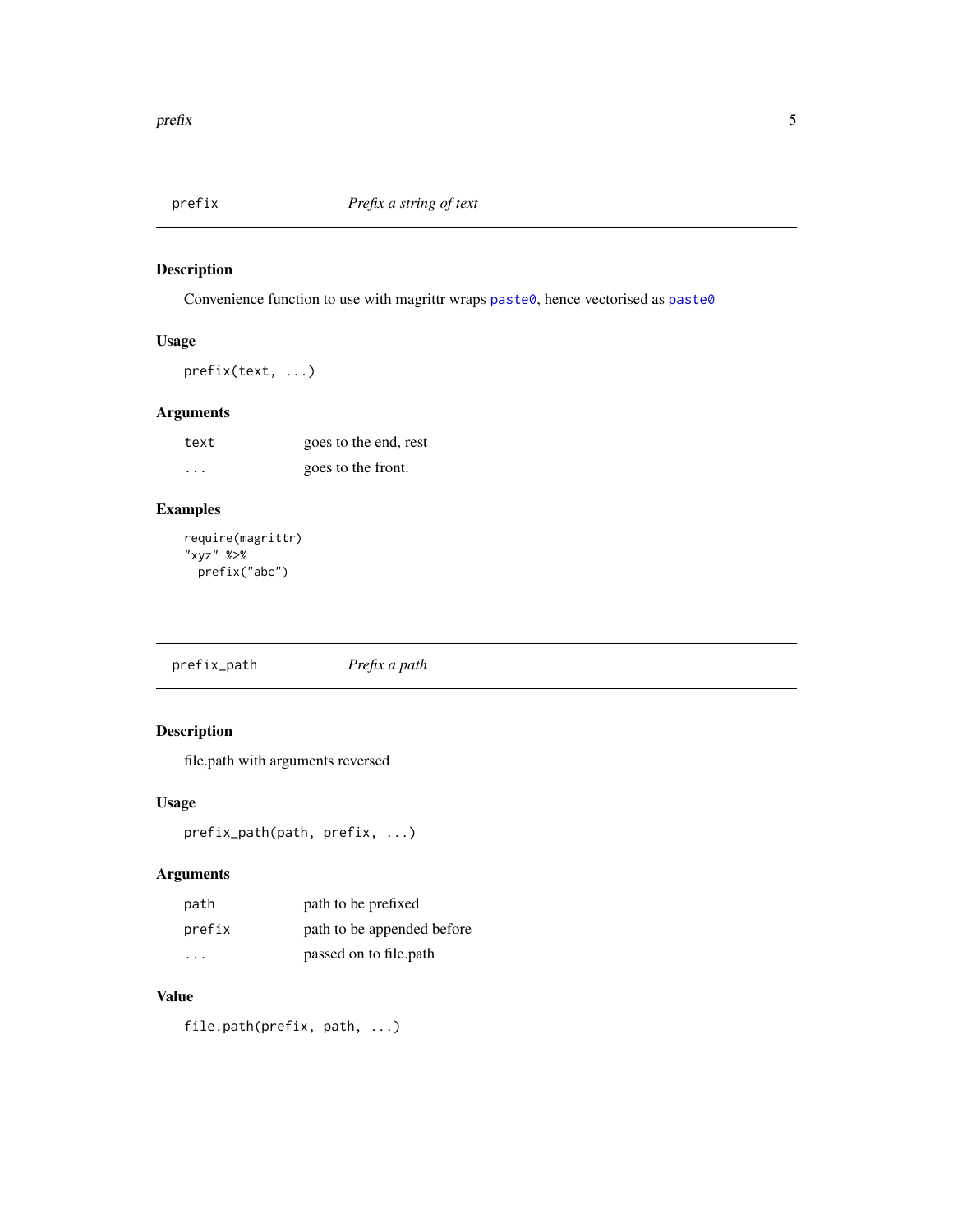## prefix — *Prefix a string of text*

### Description

Convenience function to use with magrittr wraps `paste0`, hence vectorised as `paste0`

### Usage

```
prefix(text, ...)
```

### Arguments

| | |
|---|---|
| `text` | goes to the end, rest |
| `...` | goes to the front. |

### Examples

```
require(magrittr)
"xyz" %>%
  prefix("abc")
```

## prefix_path — *Prefix a path*

### Description

file.path with arguments reversed

### Usage

```
prefix_path(path, prefix, ...)
```

### Arguments

| | |
|---|---|
| `path` | path to be prefixed |
| `prefix` | path to be appended before |
| `...` | passed on to file.path |

### Value

```
file.path(prefix, path, ...)
```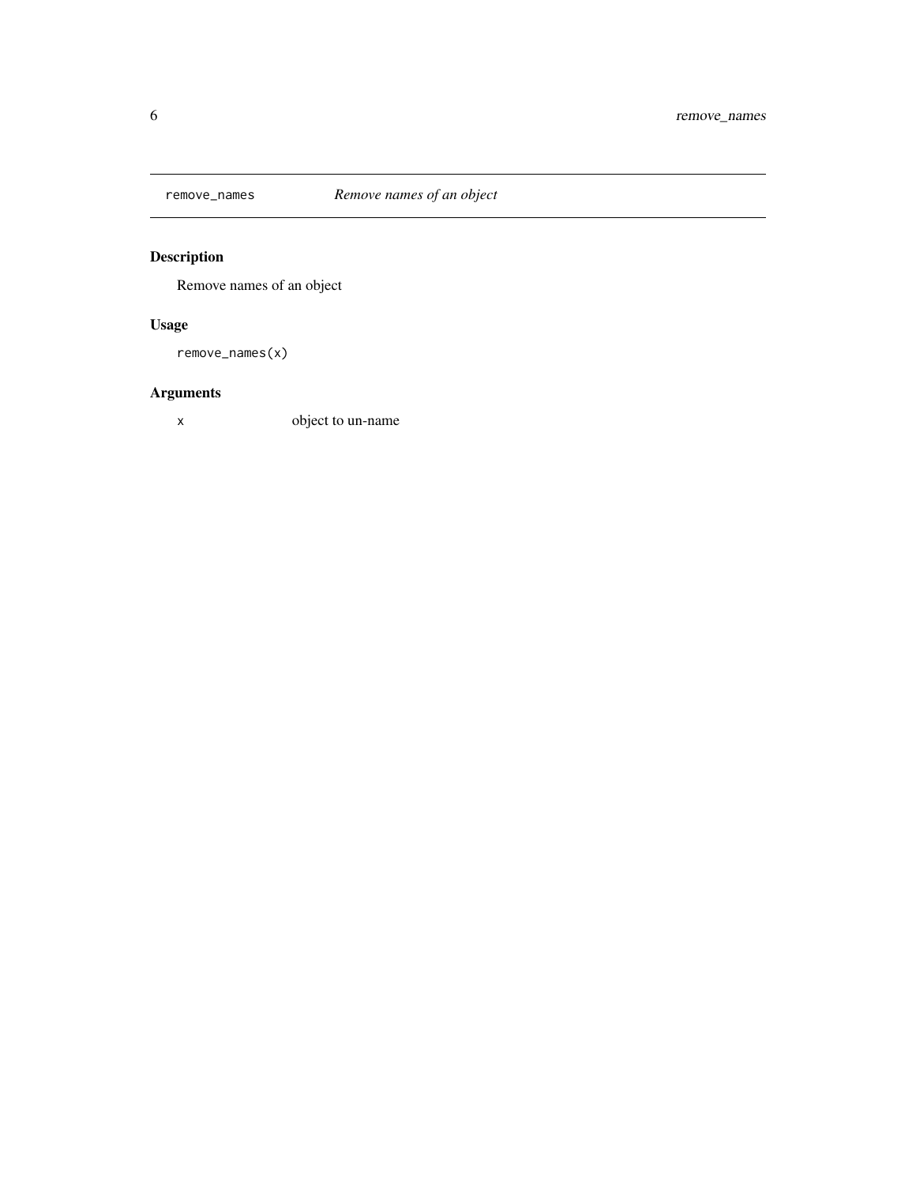# remove_names — *Remove names of an object*

## Description

Remove names of an object

## Usage

```
remove_names(x)
```

## Arguments

| | |
|---|---|
| x | object to un-name |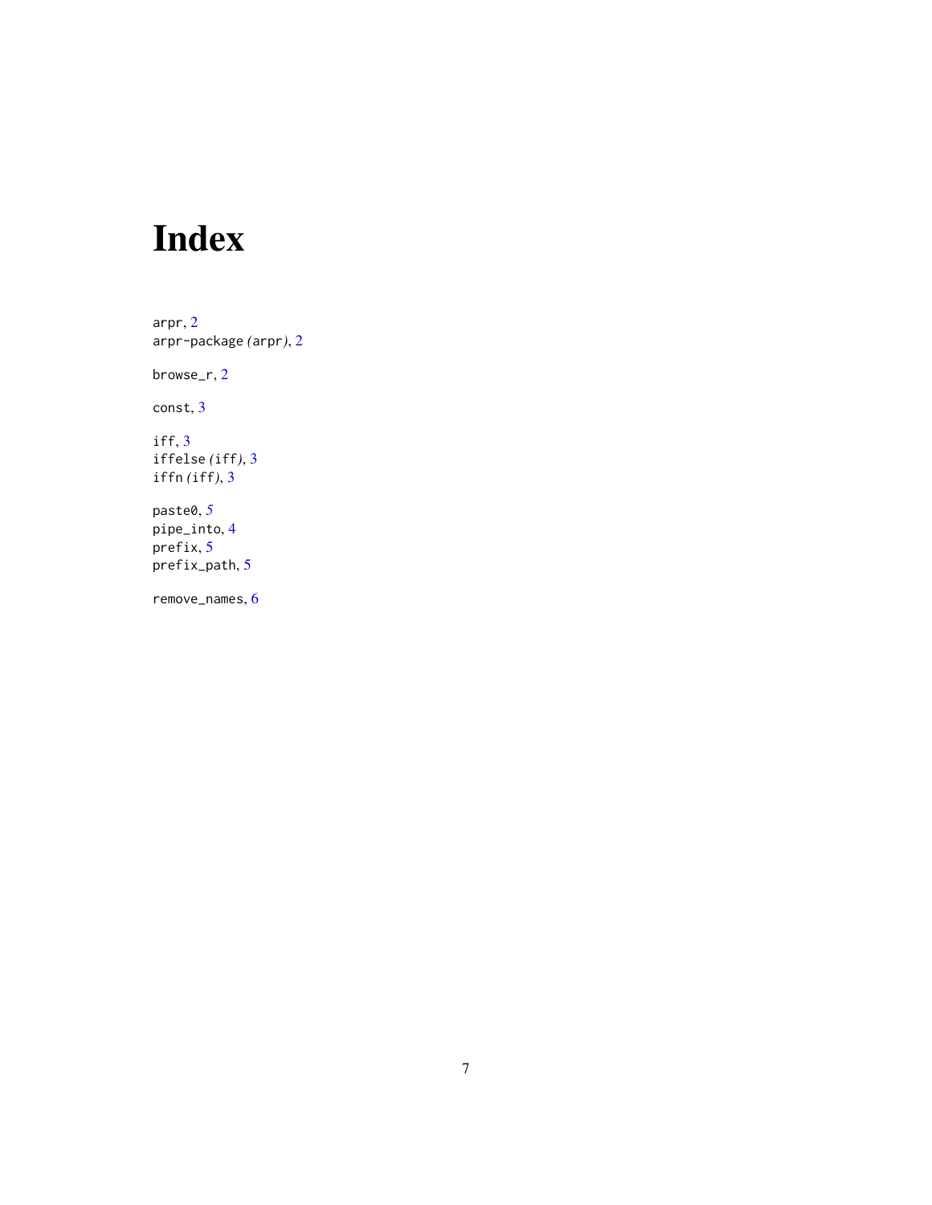# Index

arpr, 2
arpr-package *(*arpr*)*, 2

browse_r, 2

const, 3

iff, 3
iffelse *(*iff*)*, 3
iffn *(*iff*)*, 3

paste0, *5*
pipe_into, 4
prefix, 5
prefix_path, 5

remove_names, 6